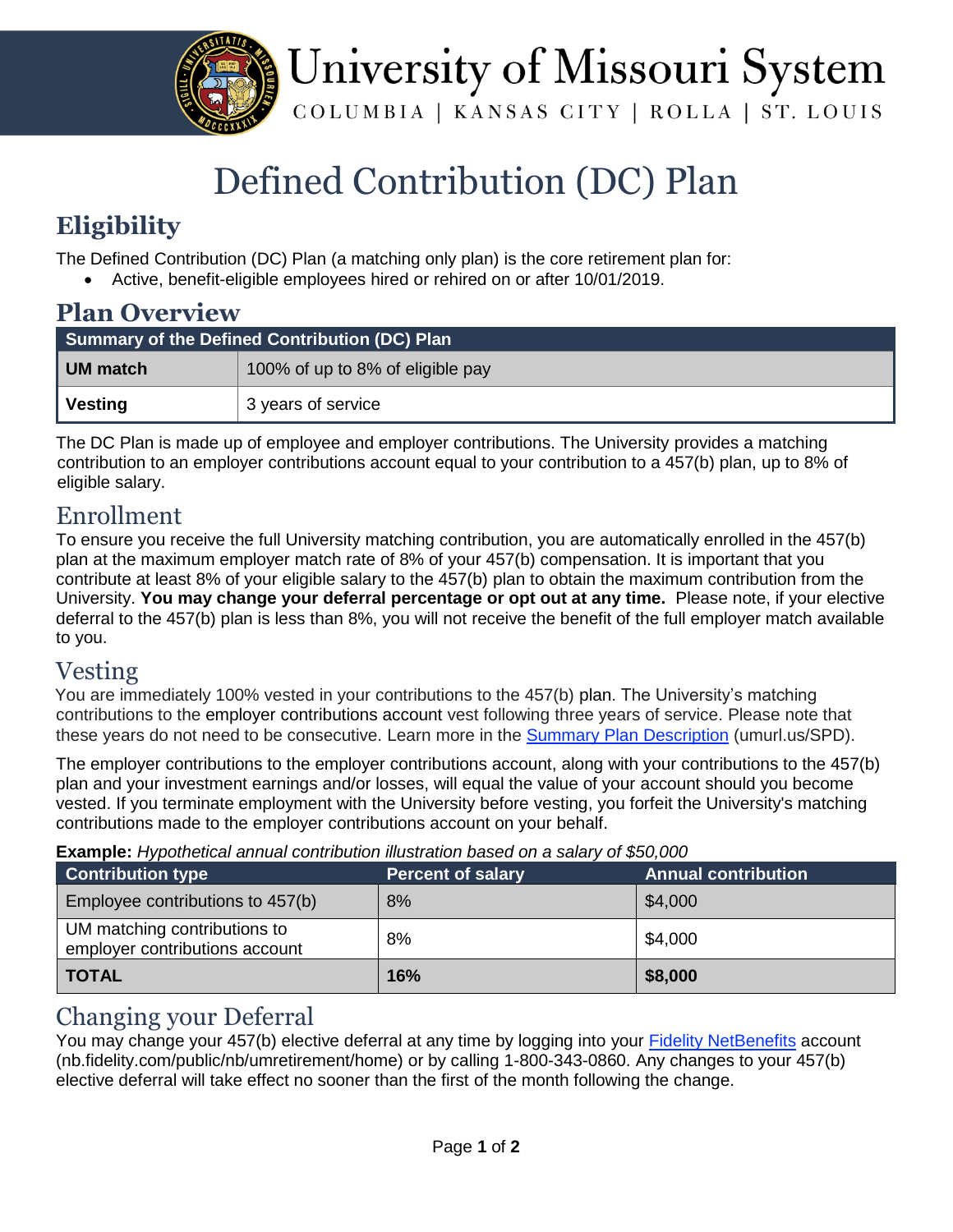University of Missouri System

COLUMBIA | KANSAS CITY | ROLLA | ST. LOUIS

# Defined Contribution (DC) Plan

## Eligibility

The Defined Contribution (DC) Plan (a matching only plan) is the core retirement plan for:

- Active, benefit-eligible employees hired or rehired on or after 10/01/2019.

## Plan Overview

| Summary of the Defined Contribution (DC) Plan | |
|---|---|
| **UM match** | 100% of up to 8% of eligible pay |
| **Vesting** | 3 years of service |

The DC Plan is made up of employee and employer contributions. The University provides a matching contribution to an employer contributions account equal to your contribution to a 457(b) plan, up to 8% of eligible salary.

## Enrollment

To ensure you receive the full University matching contribution, you are automatically enrolled in the 457(b) plan at the maximum employer match rate of 8% of your 457(b) compensation. It is important that you contribute at least 8% of your eligible salary to the 457(b) plan to obtain the maximum contribution from the University. **You may change your deferral percentage or opt out at any time.** Please note, if your elective deferral to the 457(b) plan is less than 8%, you will not receive the benefit of the full employer match available to you.

## Vesting

You are immediately 100% vested in your contributions to the 457(b) plan. The University's matching contributions to the employer contributions account vest following three years of service. Please note that these years do not need to be consecutive. Learn more in the Summary Plan Description (umurl.us/SPD).

The employer contributions to the employer contributions account, along with your contributions to the 457(b) plan and your investment earnings and/or losses, will equal the value of your account should you become vested. If you terminate employment with the University before vesting, you forfeit the University's matching contributions made to the employer contributions account on your behalf.

**Example:** *Hypothetical annual contribution illustration based on a salary of $50,000*

| Contribution type | Percent of salary | Annual contribution |
|---|---|---|
| Employee contributions to 457(b) | 8% | $4,000 |
| UM matching contributions to employer contributions account | 8% | $4,000 |
| **TOTAL** | **16%** | **$8,000** |

## Changing your Deferral

You may change your 457(b) elective deferral at any time by logging into your Fidelity NetBenefits account (nb.fidelity.com/public/nb/umretirement/home) or by calling 1-800-343-0860. Any changes to your 457(b) elective deferral will take effect no sooner than the first of the month following the change.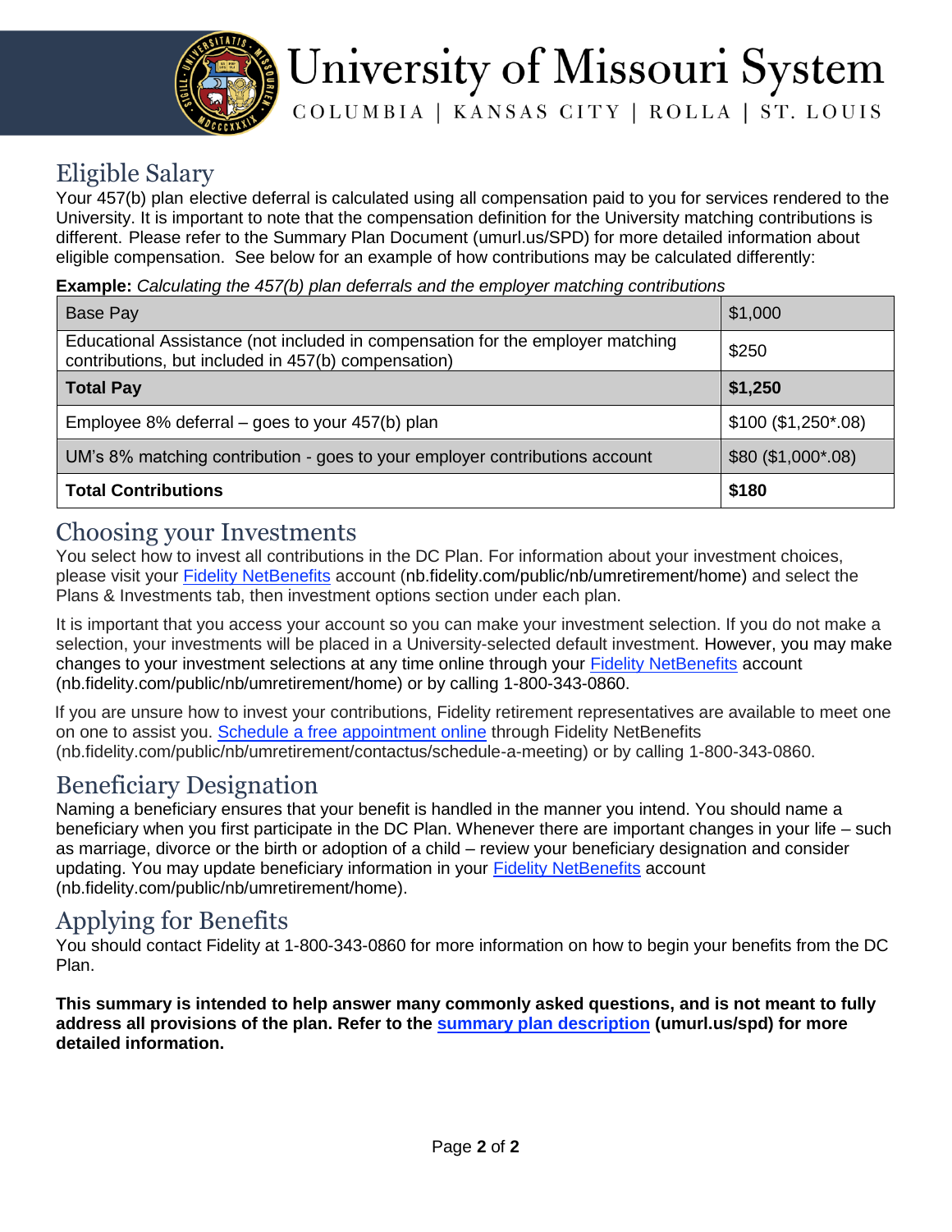## Eligible Salary

Your 457(b) plan elective deferral is calculated using all compensation paid to you for services rendered to the University. It is important to note that the compensation definition for the University matching contributions is different. Please refer to the Summary Plan Document (umurl.us/SPD) for more detailed information about eligible compensation. See below for an example of how contributions may be calculated differently:

**Example:** *Calculating the 457(b) plan deferrals and the employer matching contributions*

| | |
|---|---|
| Base Pay | $1,000 |
| Educational Assistance (not included in compensation for the employer matching contributions, but included in 457(b) compensation) | $250 |
| **Total Pay** | **$1,250** |
| Employee 8% deferral – goes to your 457(b) plan | $100 ($1,250*.08) |
| UM's 8% matching contribution - goes to your employer contributions account | $80 ($1,000*.08) |
| **Total Contributions** | **$180** |

## Choosing your Investments

You select how to invest all contributions in the DC Plan. For information about your investment choices, please visit your Fidelity NetBenefits account (nb.fidelity.com/public/nb/umretirement/home) and select the Plans & Investments tab, then investment options section under each plan.

It is important that you access your account so you can make your investment selection. If you do not make a selection, your investments will be placed in a University-selected default investment. However, you may make changes to your investment selections at any time online through your Fidelity NetBenefits account (nb.fidelity.com/public/nb/umretirement/home) or by calling 1-800-343-0860.

If you are unsure how to invest your contributions, Fidelity retirement representatives are available to meet one on one to assist you. Schedule a free appointment online through Fidelity NetBenefits (nb.fidelity.com/public/nb/umretirement/contactus/schedule-a-meeting) or by calling 1-800-343-0860.

## Beneficiary Designation

Naming a beneficiary ensures that your benefit is handled in the manner you intend. You should name a beneficiary when you first participate in the DC Plan. Whenever there are important changes in your life – such as marriage, divorce or the birth or adoption of a child – review your beneficiary designation and consider updating. You may update beneficiary information in your Fidelity NetBenefits account (nb.fidelity.com/public/nb/umretirement/home).

## Applying for Benefits

You should contact Fidelity at 1-800-343-0860 for more information on how to begin your benefits from the DC Plan.

**This summary is intended to help answer many commonly asked questions, and is not meant to fully address all provisions of the plan. Refer to the summary plan description (umurl.us/spd) for more detailed information.**